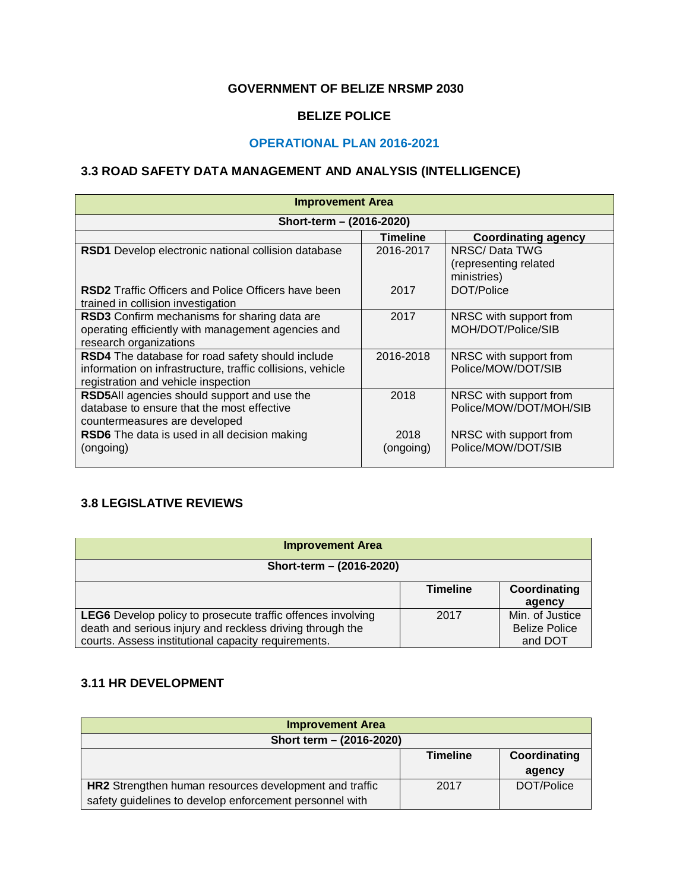**GOVERNMENT OF BELIZE NRSMP 2030**

**BELIZE POLICE**

**OPERATIONAL PLAN 2016-2021**

### 3.3 ROAD SAFETY DATA MANAGEMENT AND ANALYSIS (INTELLIGENCE)

| Improvement Area | | |
|---|---|---|
| **Short-term – (2016-2020)** | | |
| | **Timeline** | **Coordinating agency** |
| **RSD1** Develop electronic national collision database | 2016-2017 | NRSC/ Data TWG (representing related ministries) |
| **RSD2** Traffic Officers and Police Officers have been trained in collision investigation | 2017 | DOT/Police |
| **RSD3** Confirm mechanisms for sharing data are operating efficiently with management agencies and research organizations | 2017 | NRSC with support from MOH/DOT/Police/SIB |
| **RSD4** The database for road safety should include information on infrastructure, traffic collisions, vehicle registration and vehicle inspection | 2016-2018 | NRSC with support from Police/MOW/DOT/SIB |
| **RSD5**All agencies should support and use the database to ensure that the most effective countermeasures are developed | 2018 | NRSC with support from Police/MOW/DOT/MOH/SIB |
| **RSD6** The data is used in all decision making (ongoing) | 2018 (ongoing) | NRSC with support from Police/MOW/DOT/SIB |

### 3.8 LEGISLATIVE REVIEWS

| Improvement Area | | |
|---|---|---|
| **Short-term – (2016-2020)** | | |
| | **Timeline** | **Coordinating agency** |
| **LEG6** Develop policy to prosecute traffic offences involving death and serious injury and reckless driving through the courts. Assess institutional capacity requirements. | 2017 | Min. of Justice Belize Police and DOT |

### 3.11 HR DEVELOPMENT

| Improvement Area | | |
|---|---|---|
| **Short term – (2016-2020)** | | |
| | **Timeline** | **Coordinating agency** |
| **HR2** Strengthen human resources development and traffic safety guidelines to develop enforcement personnel with | 2017 | DOT/Police |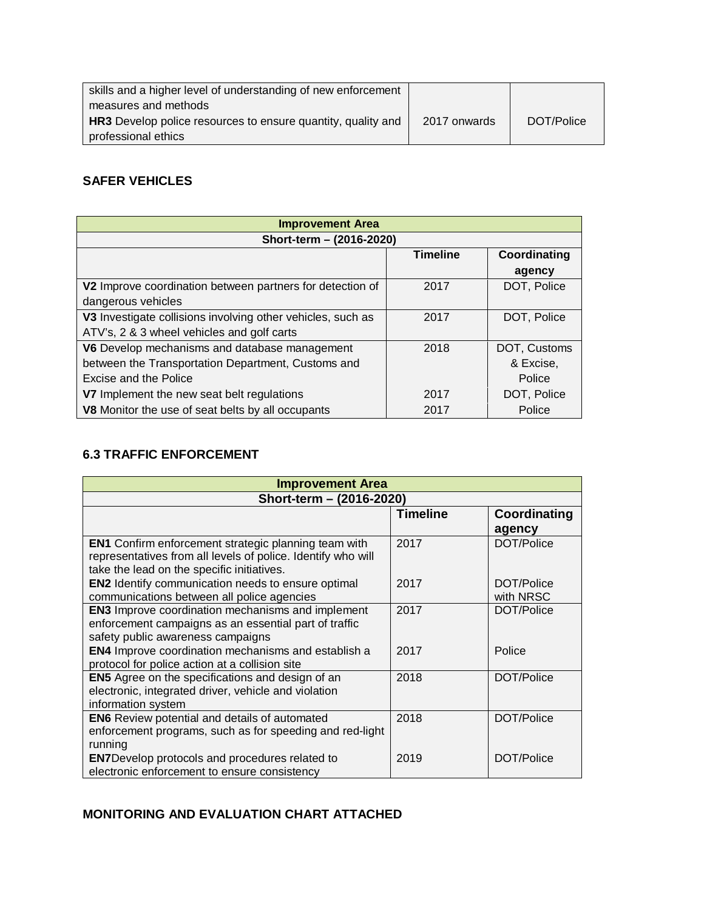| | | |
|---|---|---|
| skills and a higher level of understanding of new enforcement measures and methods | | |
| **HR3** Develop police resources to ensure quantity, quality and professional ethics | 2017 onwards | DOT/Police |

**SAFER VEHICLES**

| Improvement Area | | |
|---|---|---|
| Short-term – (2016-2020) | | |
| | **Timeline** | **Coordinating agency** |
| **V2** Improve coordination between partners for detection of dangerous vehicles | 2017 | DOT, Police |
| **V3** Investigate collisions involving other vehicles, such as ATV's, 2 & 3 wheel vehicles and golf carts | 2017 | DOT, Police |
| **V6** Develop mechanisms and database management between the Transportation Department, Customs and Excise and the Police | 2018 | DOT, Customs & Excise, Police |
| **V7** Implement the new seat belt regulations | 2017 | DOT, Police |
| **V8** Monitor the use of seat belts by all occupants | 2017 | Police |

### 6.3 TRAFFIC ENFORCEMENT

| Improvement Area | | |
|---|---|---|
| Short-term – (2016-2020) | | |
| | **Timeline** | **Coordinating agency** |
| **EN1** Confirm enforcement strategic planning team with representatives from all levels of police. Identify who will take the lead on the specific initiatives. | 2017 | DOT/Police |
| **EN2** Identify communication needs to ensure optimal communications between all police agencies | 2017 | DOT/Police with NRSC |
| **EN3** Improve coordination mechanisms and implement enforcement campaigns as an essential part of traffic safety public awareness campaigns | 2017 | DOT/Police |
| **EN4** Improve coordination mechanisms and establish a protocol for police action at a collision site | 2017 | Police |
| **EN5** Agree on the specifications and design of an electronic, integrated driver, vehicle and violation information system | 2018 | DOT/Police |
| **EN6** Review potential and details of automated enforcement programs, such as for speeding and red-light running | 2018 | DOT/Police |
| **EN7**Develop protocols and procedures related to electronic enforcement to ensure consistency | 2019 | DOT/Police |

**MONITORING AND EVALUATION CHART ATTACHED**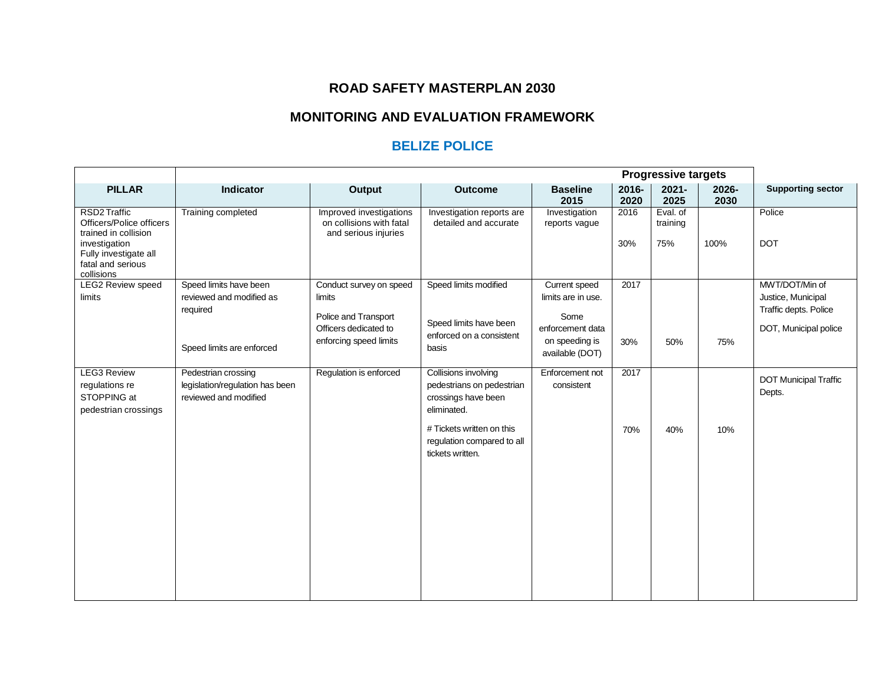## ROAD SAFETY MASTERPLAN 2030

## MONITORING AND EVALUATION FRAMEWORK

## BELIZE POLICE

| PILLAR | Indicator | Output | Outcome | Baseline 2015 | Progressive targets 2016-2020 | 2021-2025 | 2026-2030 | Supporting sector |
|---|---|---|---|---|---|---|---|---|
| RSD2 Traffic Officers/Police officers trained in collision investigation<br>Fully investigate all fatal and serious collisions | Training completed | Improved investigations on collisions with fatal and serious injuries | Investigation reports are detailed and accurate | Investigation reports vague | 2016<br><br>30% | Eval. of training<br><br>75% | <br><br>100% | Police<br><br>DOT |
| LEG2 Review speed limits | Speed limits have been reviewed and modified as required<br><br>Speed limits are enforced | Conduct survey on speed limits<br><br>Police and Transport Officers dedicated to enforcing speed limits | Speed limits modified<br><br>Speed limits have been enforced on a consistent basis | Current speed limits are in use.<br><br>Some enforcement data on speeding is available (DOT) | 2017<br><br>30% | <br><br>50% | <br><br>75% | MWT/DOT/Min of Justice, Municipal Traffic depts. Police<br><br>DOT, Municipal police |
| LEG3 Review regulations re STOPPING at pedestrian crossings | Pedestrian crossing legislation/regulation has been reviewed and modified | Regulation is enforced | Collisions involving pedestrians on pedestrian crossings have been eliminated.<br><br># Tickets written on this regulation compared to all tickets written. | Enforcement not consistent | 2017<br><br>70% | <br><br>40% | <br><br>10% | DOT Municipal Traffic Depts. |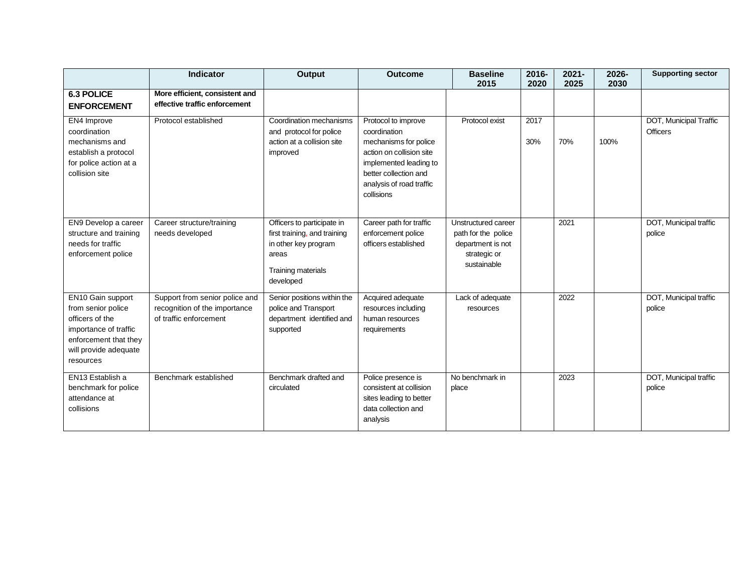| | Indicator | Output | Outcome | Baseline 2015 | 2016-2020 | 2021-2025 | 2026-2030 | Supporting sector |
|---|---|---|---|---|---|---|---|---|
| **6.3 POLICE ENFORCEMENT** | **More efficient, consistent and effective traffic enforcement** | | | | | | | |
| EN4 Improve coordination mechanisms and establish a protocol for police action at a collision site | Protocol established | Coordination mechanisms and protocol for police action at a collision site improved | Protocol to improve coordination mechanisms for police action on collision site implemented leading to better collection and analysis of road traffic collisions | Protocol exist | 2017<br><br>30% | 70% | 100% | DOT, Municipal Traffic Officers |
| EN9 Develop a career structure and training needs for traffic enforcement police | Career structure/training needs developed | Officers to participate in first training, and training in other key program areas<br><br>Training materials developed | Career path for traffic enforcement police officers established | Unstructured career path for the police department is not strategic or sustainable | | 2021 | | DOT, Municipal traffic police |
| EN10 Gain support from senior police officers of the importance of traffic enforcement that they will provide adequate resources | Support from senior police and recognition of the importance of traffic enforcement | Senior positions within the police and Transport department identified and supported | Acquired adequate resources including human resources requirements | Lack of adequate resources | | 2022 | | DOT, Municipal traffic police |
| EN13 Establish a benchmark for police attendance at collisions | Benchmark established | Benchmark drafted and circulated | Police presence is consistent at collision sites leading to better data collection and analysis | No benchmark in place | | 2023 | | DOT, Municipal traffic police |